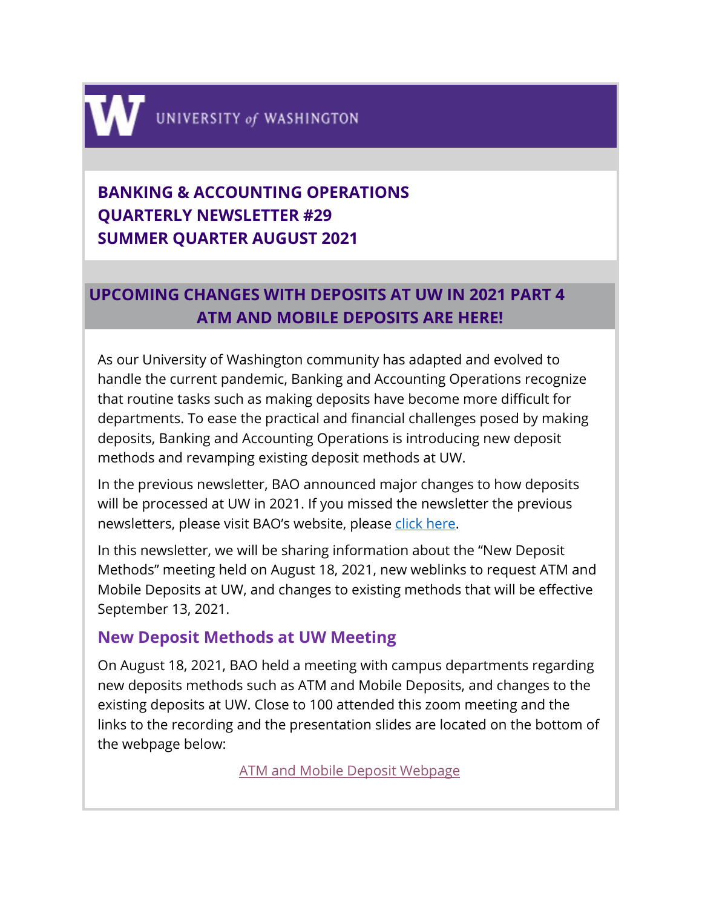UNIVERSITY of WASHINGTON

# BANKING & ACCOUNTING OPERATIONS QUARTERLY NEWSLETTER #29 SUMMER QUARTER AUGUST 2021

## UPCOMING CHANGES WITH DEPOSITS AT UW IN 2021 PART 4
## ATM AND MOBILE DEPOSITS ARE HERE!

As our University of Washington community has adapted and evolved to handle the current pandemic, Banking and Accounting Operations recognize that routine tasks such as making deposits have become more difficult for departments. To ease the practical and financial challenges posed by making deposits, Banking and Accounting Operations is introducing new deposit methods and revamping existing deposit methods at UW.

In the previous newsletter, BAO announced major changes to how deposits will be processed at UW in 2021. If you missed the newsletter the previous newsletters, please visit BAO's website, please click here.

In this newsletter, we will be sharing information about the "New Deposit Methods" meeting held on August 18, 2021, new weblinks to request ATM and Mobile Deposits at UW, and changes to existing methods that will be effective September 13, 2021.

### New Deposit Methods at UW Meeting

On August 18, 2021, BAO held a meeting with campus departments regarding new deposits methods such as ATM and Mobile Deposits, and changes to the existing deposits at UW. Close to 100 attended this zoom meeting and the links to the recording and the presentation slides are located on the bottom of the webpage below:

ATM and Mobile Deposit Webpage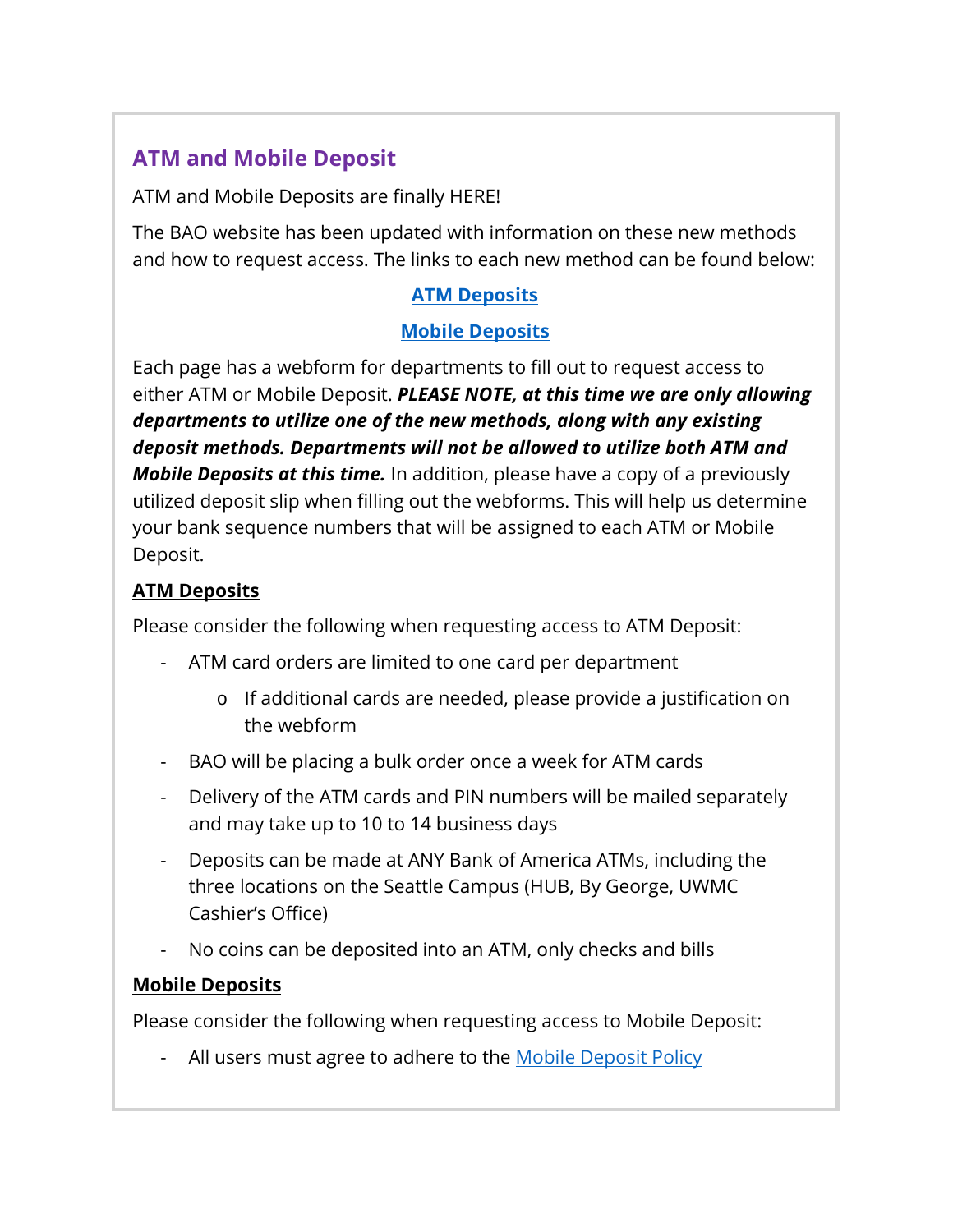## ATM and Mobile Deposit

ATM and Mobile Deposits are finally HERE!

The BAO website has been updated with information on these new methods and how to request access. The links to each new method can be found below:

**ATM Deposits**

**Mobile Deposits**

Each page has a webform for departments to fill out to request access to either ATM or Mobile Deposit. ***PLEASE NOTE, at this time we are only allowing departments to utilize one of the new methods, along with any existing deposit methods. Departments will not be allowed to utilize both ATM and Mobile Deposits at this time.*** In addition, please have a copy of a previously utilized deposit slip when filling out the webforms. This will help us determine your bank sequence numbers that will be assigned to each ATM or Mobile Deposit.

**ATM Deposits**

Please consider the following when requesting access to ATM Deposit:

- ATM card orders are limited to one card per department
  - If additional cards are needed, please provide a justification on the webform
- BAO will be placing a bulk order once a week for ATM cards
- Delivery of the ATM cards and PIN numbers will be mailed separately and may take up to 10 to 14 business days
- Deposits can be made at ANY Bank of America ATMs, including the three locations on the Seattle Campus (HUB, By George, UWMC Cashier's Office)
- No coins can be deposited into an ATM, only checks and bills

**Mobile Deposits**

Please consider the following when requesting access to Mobile Deposit:

- All users must agree to adhere to the Mobile Deposit Policy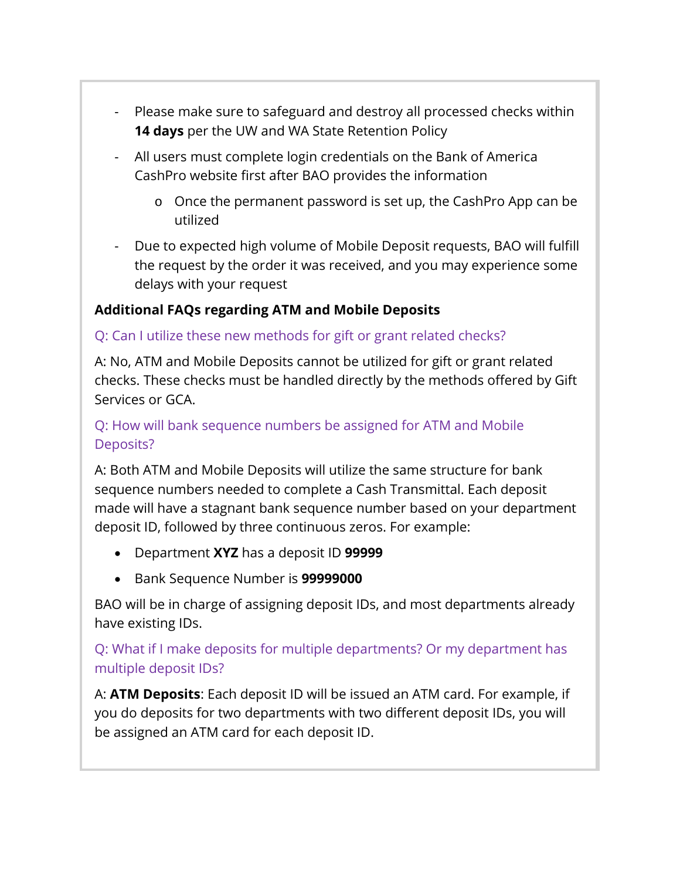- Please make sure to safeguard and destroy all processed checks within **14 days** per the UW and WA State Retention Policy
- All users must complete login credentials on the Bank of America CashPro website first after BAO provides the information
    - Once the permanent password is set up, the CashPro App can be utilized
- Due to expected high volume of Mobile Deposit requests, BAO will fulfill the request by the order it was received, and you may experience some delays with your request

**Additional FAQs regarding ATM and Mobile Deposits**

Q: Can I utilize these new methods for gift or grant related checks?

A: No, ATM and Mobile Deposits cannot be utilized for gift or grant related checks. These checks must be handled directly by the methods offered by Gift Services or GCA.

Q: How will bank sequence numbers be assigned for ATM and Mobile Deposits?

A: Both ATM and Mobile Deposits will utilize the same structure for bank sequence numbers needed to complete a Cash Transmittal. Each deposit made will have a stagnant bank sequence number based on your department deposit ID, followed by three continuous zeros. For example:

- Department **XYZ** has a deposit ID **99999**
- Bank Sequence Number is **99999000**

BAO will be in charge of assigning deposit IDs, and most departments already have existing IDs.

Q: What if I make deposits for multiple departments? Or my department has multiple deposit IDs?

A: **ATM Deposits**: Each deposit ID will be issued an ATM card. For example, if you do deposits for two departments with two different deposit IDs, you will be assigned an ATM card for each deposit ID.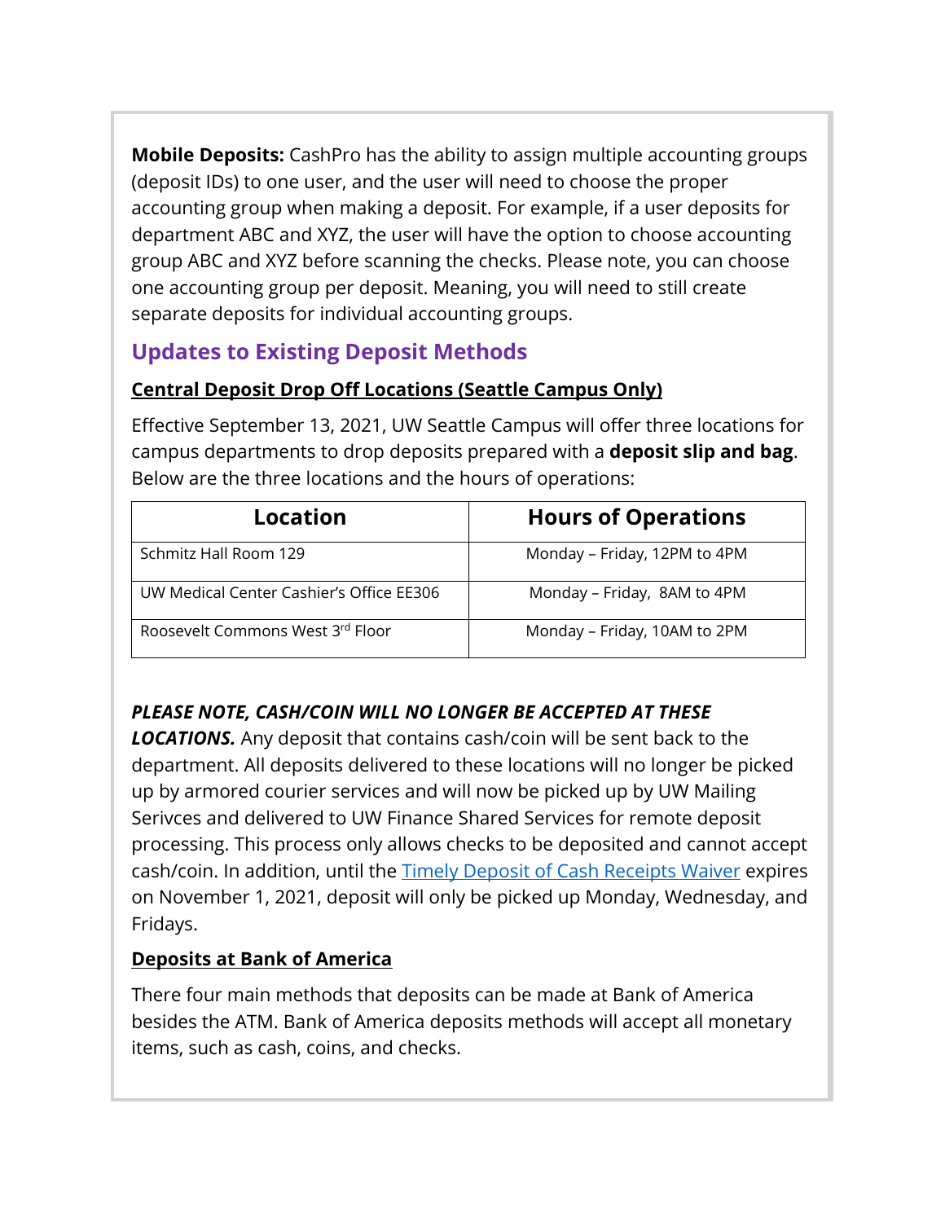**Mobile Deposits:** CashPro has the ability to assign multiple accounting groups (deposit IDs) to one user, and the user will need to choose the proper accounting group when making a deposit. For example, if a user deposits for department ABC and XYZ, the user will have the option to choose accounting group ABC and XYZ before scanning the checks. Please note, you can choose one accounting group per deposit. Meaning, you will need to still create separate deposits for individual accounting groups.

## Updates to Existing Deposit Methods

### Central Deposit Drop Off Locations (Seattle Campus Only)

Effective September 13, 2021, UW Seattle Campus will offer three locations for campus departments to drop deposits prepared with a **deposit slip and bag**. Below are the three locations and the hours of operations:

| Location | Hours of Operations |
| --- | --- |
| Schmitz Hall Room 129 | Monday – Friday, 12PM to 4PM |
| UW Medical Center Cashier's Office EE306 | Monday – Friday, 8AM to 4PM |
| Roosevelt Commons West 3rd Floor | Monday – Friday, 10AM to 2PM |

***PLEASE NOTE, CASH/COIN WILL NO LONGER BE ACCEPTED AT THESE LOCATIONS.*** Any deposit that contains cash/coin will be sent back to the department. All deposits delivered to these locations will no longer be picked up by armored courier services and will now be picked up by UW Mailing Serivces and delivered to UW Finance Shared Services for remote deposit processing. This process only allows checks to be deposited and cannot accept cash/coin. In addition, until the Timely Deposit of Cash Receipts Waiver expires on November 1, 2021, deposit will only be picked up Monday, Wednesday, and Fridays.

### Deposits at Bank of America

There four main methods that deposits can be made at Bank of America besides the ATM. Bank of America deposits methods will accept all monetary items, such as cash, coins, and checks.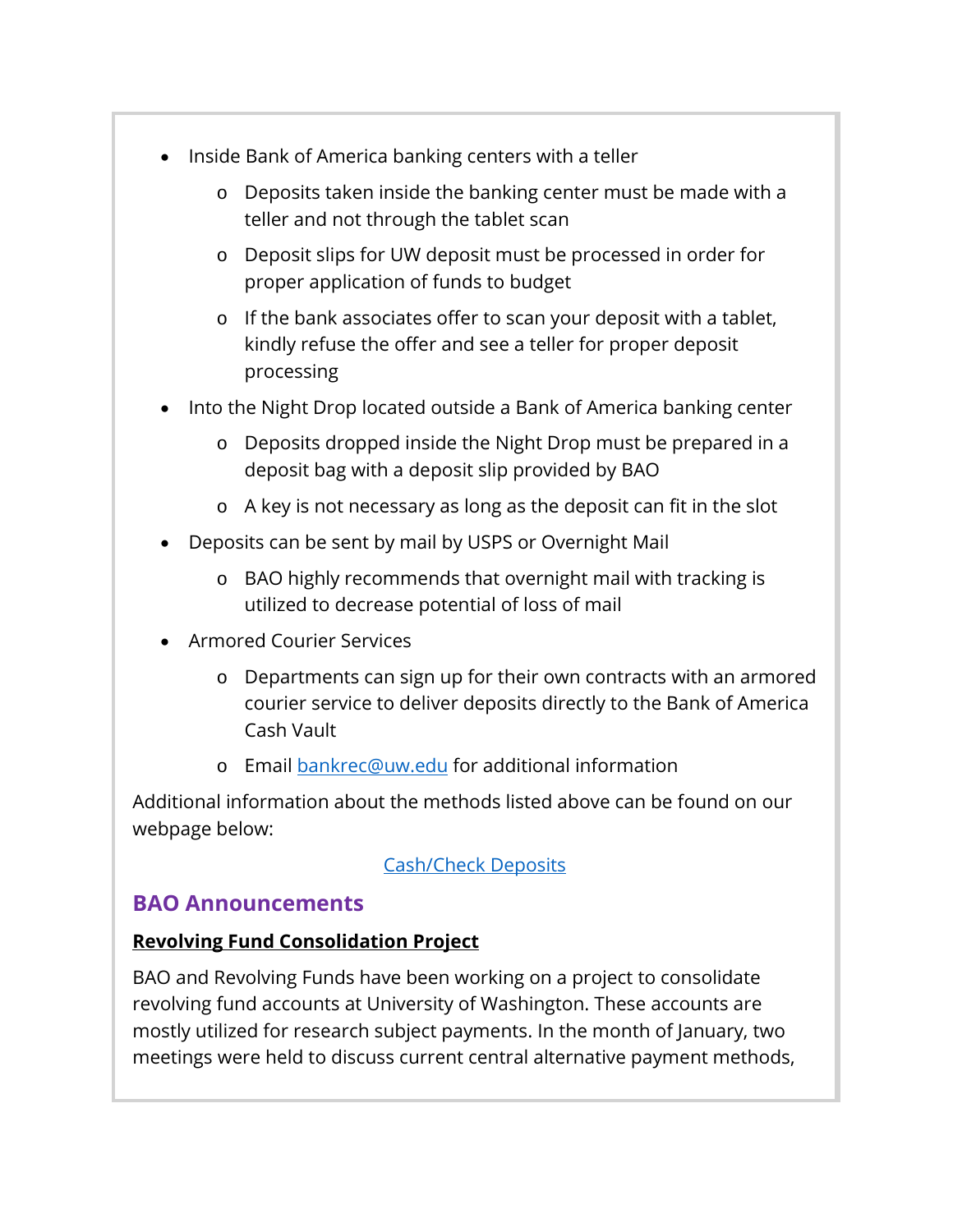- Inside Bank of America banking centers with a teller
    - Deposits taken inside the banking center must be made with a teller and not through the tablet scan
    - Deposit slips for UW deposit must be processed in order for proper application of funds to budget
    - If the bank associates offer to scan your deposit with a tablet, kindly refuse the offer and see a teller for proper deposit processing
- Into the Night Drop located outside a Bank of America banking center
    - Deposits dropped inside the Night Drop must be prepared in a deposit bag with a deposit slip provided by BAO
    - A key is not necessary as long as the deposit can fit in the slot
- Deposits can be sent by mail by USPS or Overnight Mail
    - BAO highly recommends that overnight mail with tracking is utilized to decrease potential of loss of mail
- Armored Courier Services
    - Departments can sign up for their own contracts with an armored courier service to deliver deposits directly to the Bank of America Cash Vault
    - Email bankrec@uw.edu for additional information

Additional information about the methods listed above can be found on our webpage below:

Cash/Check Deposits

## BAO Announcements

**Revolving Fund Consolidation Project**

BAO and Revolving Funds have been working on a project to consolidate revolving fund accounts at University of Washington. These accounts are mostly utilized for research subject payments. In the month of January, two meetings were held to discuss current central alternative payment methods,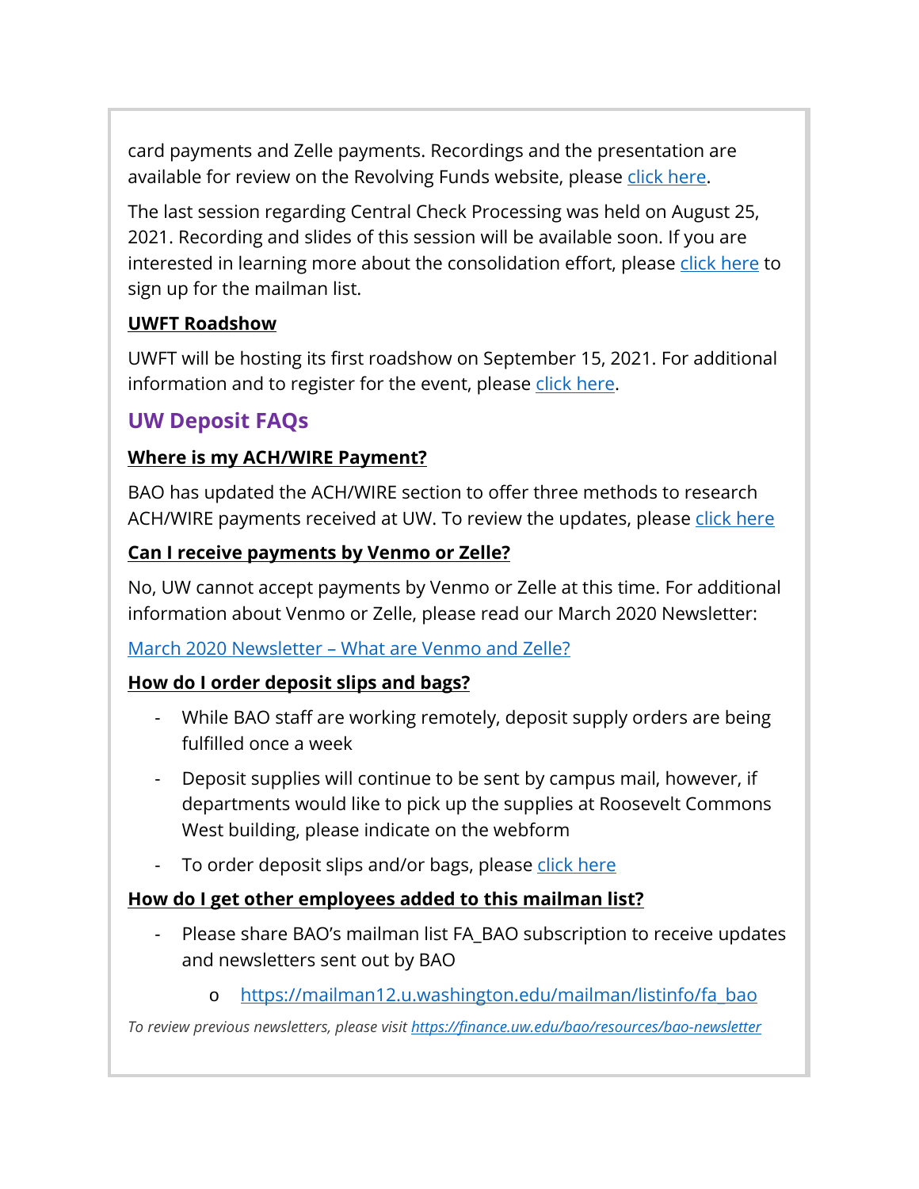card payments and Zelle payments. Recordings and the presentation are available for review on the Revolving Funds website, please click here.

The last session regarding Central Check Processing was held on August 25, 2021. Recording and slides of this session will be available soon. If you are interested in learning more about the consolidation effort, please click here to sign up for the mailman list.

**UWFT Roadshow**

UWFT will be hosting its first roadshow on September 15, 2021. For additional information and to register for the event, please click here.

## UW Deposit FAQs

**Where is my ACH/WIRE Payment?**

BAO has updated the ACH/WIRE section to offer three methods to research ACH/WIRE payments received at UW. To review the updates, please click here

**Can I receive payments by Venmo or Zelle?**

No, UW cannot accept payments by Venmo or Zelle at this time. For additional information about Venmo or Zelle, please read our March 2020 Newsletter:

March 2020 Newsletter – What are Venmo and Zelle?

**How do I order deposit slips and bags?**

- While BAO staff are working remotely, deposit supply orders are being fulfilled once a week
- Deposit supplies will continue to be sent by campus mail, however, if departments would like to pick up the supplies at Roosevelt Commons West building, please indicate on the webform
- To order deposit slips and/or bags, please click here

**How do I get other employees added to this mailman list?**

- Please share BAO's mailman list FA_BAO subscription to receive updates and newsletters sent out by BAO
  - https://mailman12.u.washington.edu/mailman/listinfo/fa_bao

*To review previous newsletters, please visit https://finance.uw.edu/bao/resources/bao-newsletter*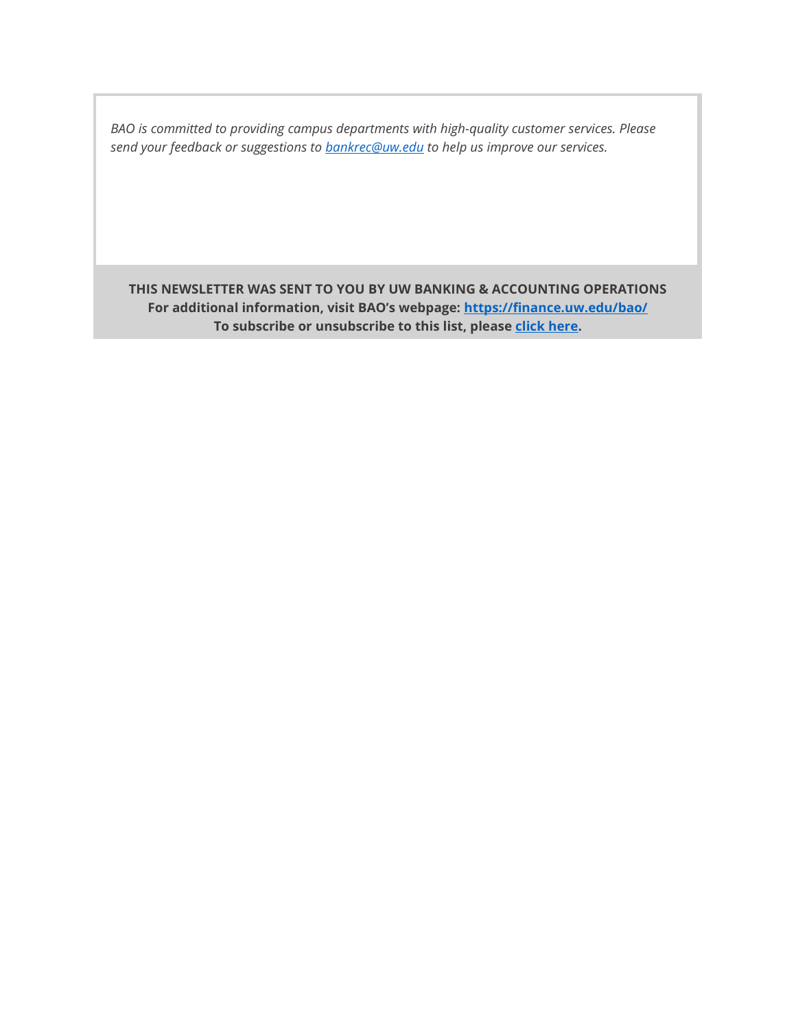*BAO is committed to providing campus departments with high-quality customer services. Please send your feedback or suggestions to [bankrec@uw.edu](mailto:bankrec@uw.edu) to help us improve our services.*

**THIS NEWSLETTER WAS SENT TO YOU BY UW BANKING & ACCOUNTING OPERATIONS**
**For additional information, visit BAO's webpage: [https://finance.uw.edu/bao/](https://finance.uw.edu/bao/)**
**To subscribe or unsubscribe to this list, please click here.**